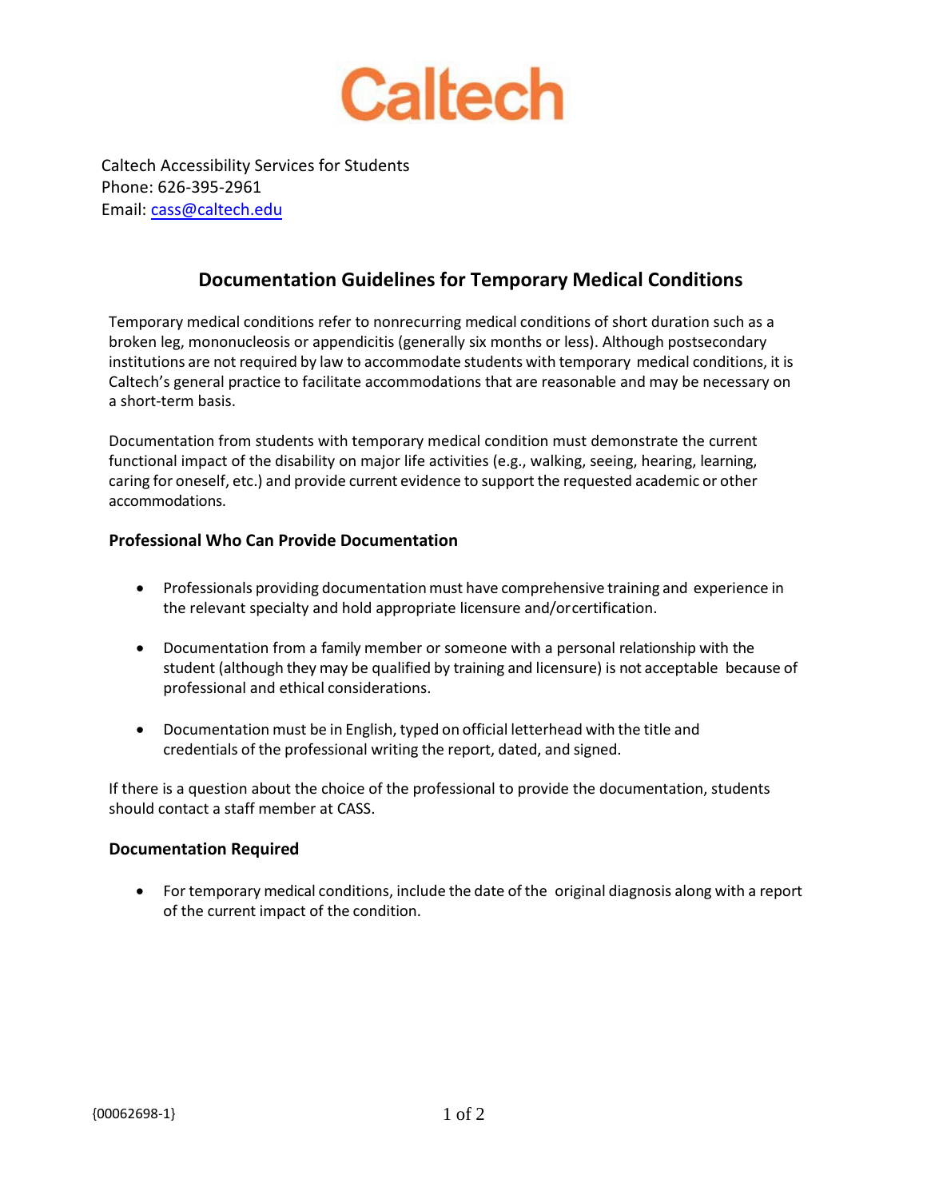Caltech

Caltech Accessibility Services for Students
Phone: 626-395-2961
Email: cass@caltech.edu

# Documentation Guidelines for Temporary Medical Conditions

Temporary medical conditions refer to nonrecurring medical conditions of short duration such as a broken leg, mononucleosis or appendicitis (generally six months or less). Although postsecondary institutions are not required by law to accommodate students with temporary medical conditions, it is Caltech's general practice to facilitate accommodations that are reasonable and may be necessary on a short-term basis.

Documentation from students with temporary medical condition must demonstrate the current functional impact of the disability on major life activities (e.g., walking, seeing, hearing, learning, caring for oneself, etc.) and provide current evidence to support the requested academic or other accommodations.

### Professional Who Can Provide Documentation

- Professionals providing documentation must have comprehensive training and experience in the relevant specialty and hold appropriate licensure and/or certification.
- Documentation from a family member or someone with a personal relationship with the student (although they may be qualified by training and licensure) is not acceptable because of professional and ethical considerations.
- Documentation must be in English, typed on official letterhead with the title and credentials of the professional writing the report, dated, and signed.

If there is a question about the choice of the professional to provide the documentation, students should contact a staff member at CASS.

### Documentation Required

- For temporary medical conditions, include the date of the original diagnosis along with a report of the current impact of the condition.

{00062698-1}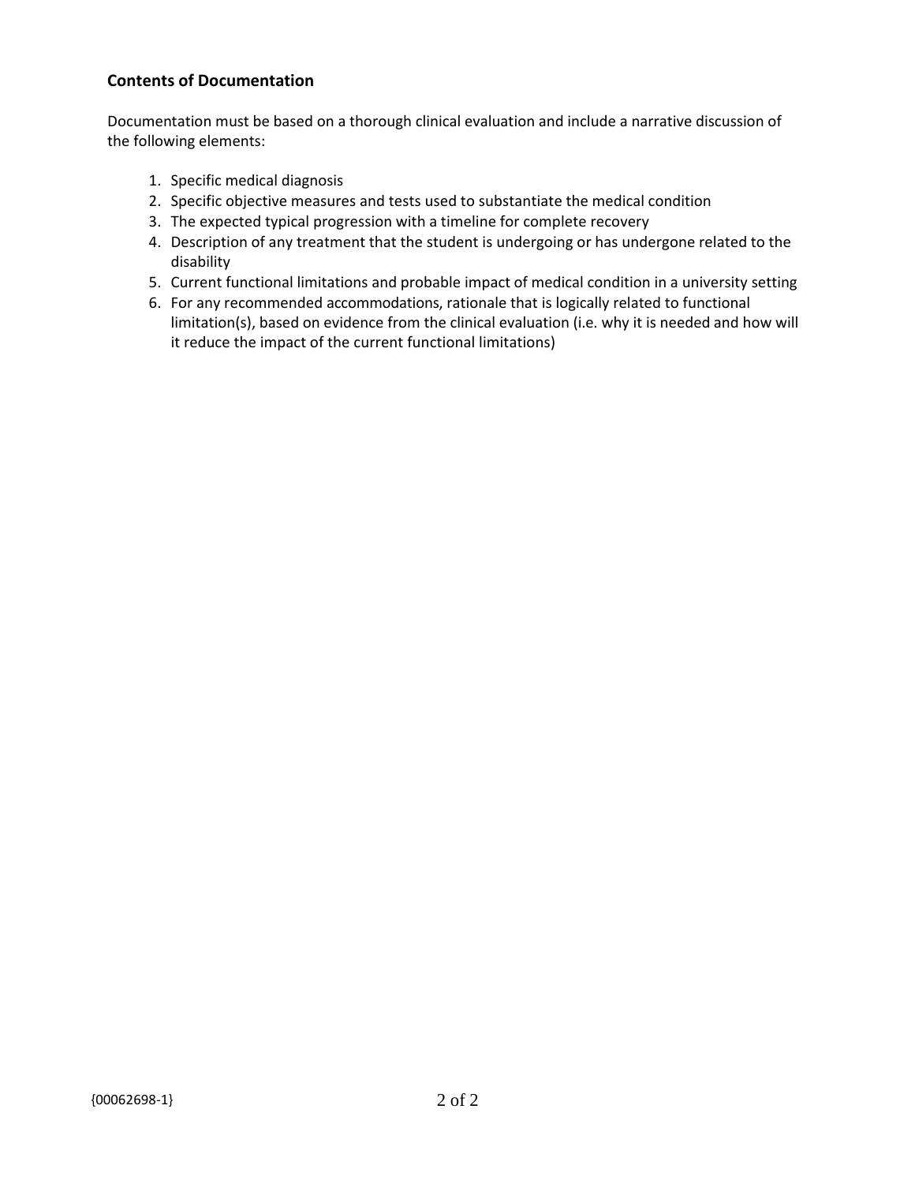### Contents of Documentation

Documentation must be based on a thorough clinical evaluation and include a narrative discussion of the following elements:

1. Specific medical diagnosis
2. Specific objective measures and tests used to substantiate the medical condition
3. The expected typical progression with a timeline for complete recovery
4. Description of any treatment that the student is undergoing or has undergone related to the disability
5. Current functional limitations and probable impact of medical condition in a university setting
6. For any recommended accommodations, rationale that is logically related to functional limitation(s), based on evidence from the clinical evaluation (i.e. why it is needed and how will it reduce the impact of the current functional limitations)

{00062698-1}